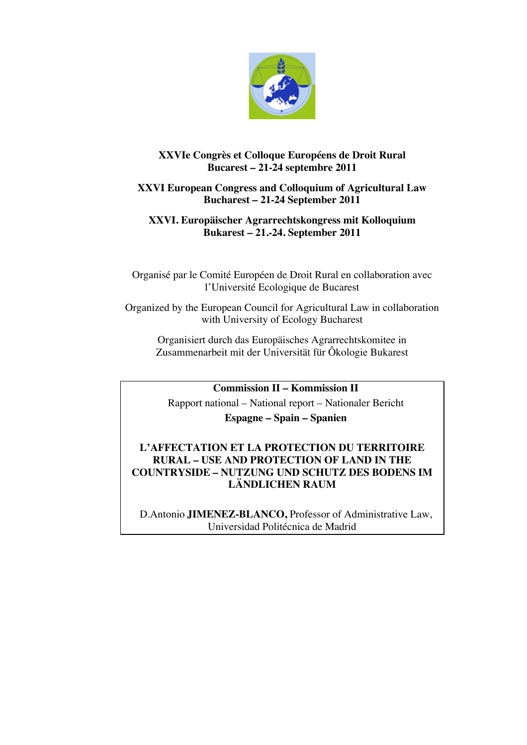**XXVIe Congrès et Colloque Européens de Droit Rural**
**Bucarest – 21-24 septembre 2011**

**XXVI European Congress and Colloquium of Agricultural Law**
**Bucharest – 21-24 September 2011**

**XXVI. Europäischer Agrarrechtskongress mit Kolloquium**
**Bukarest – 21.-24. September 2011**

Organisé par le Comité Européen de Droit Rural en collaboration avec l'Université Ecologique de Bucarest

Organized by the European Council for Agricultural Law in collaboration with University of Ecology Bucharest

Organisiert durch das Europäisches Agrarrechtskomitee in Zusammenarbeit mit der Universität für Ôkologie Bukarest

**Commission II – Kommission II**

Rapport national – National report – Nationaler Bericht

**Espagne – Spain – Spanien**

# L'AFFECTATION ET LA PROTECTION DU TERRITOIRE RURAL – USE AND PROTECTION OF LAND IN THE COUNTRYSIDE – NUTZUNG UND SCHUTZ DES BODENS IM LÄNDLICHEN RAUM

D.Antonio **JIMENEZ-BLANCO,** Professor of Administrative Law, Universidad Politécnica de Madrid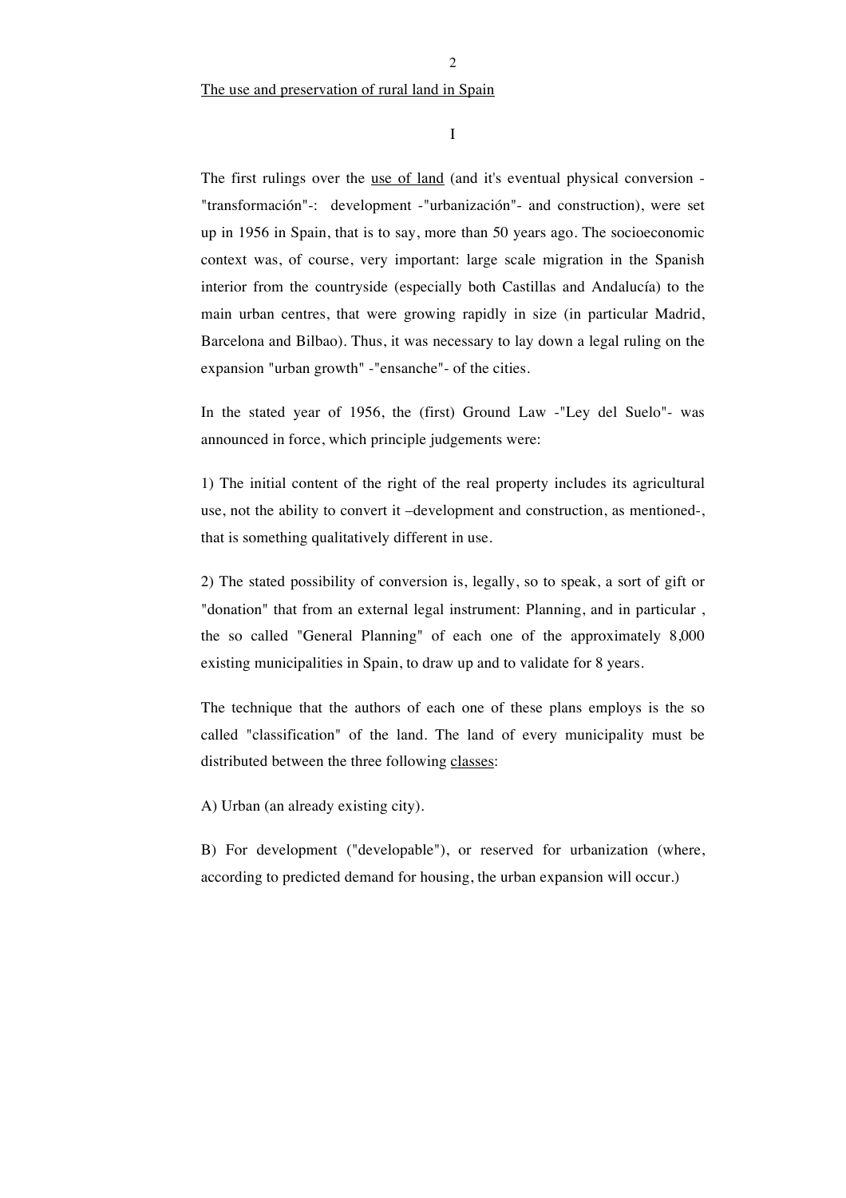<u>The use and preservation of rural land in Spain</u>

I

The first rulings over the <u>use of land</u> (and it's eventual physical conversion -"transformación"-: development -"urbanización"- and construction), were set up in 1956 in Spain, that is to say, more than 50 years ago. The socioeconomic context was, of course, very important: large scale migration in the Spanish interior from the countryside (especially both Castillas and Andalucía) to the main urban centres, that were growing rapidly in size (in particular Madrid, Barcelona and Bilbao). Thus, it was necessary to lay down a legal ruling on the expansion "urban growth" -"ensanche"- of the cities.

In the stated year of 1956, the (first) Ground Law -"Ley del Suelo"- was announced in force, which principle judgements were:

1) The initial content of the right of the real property includes its agricultural use, not the ability to convert it –development and construction, as mentioned-, that is something qualitatively different in use.

2) The stated possibility of conversion is, legally, so to speak, a sort of gift or "donation" that from an external legal instrument: Planning, and in particular , the so called "General Planning" of each one of the approximately 8,000 existing municipalities in Spain, to draw up and to validate for 8 years.

The technique that the authors of each one of these plans employs is the so called "classification" of the land. The land of every municipality must be distributed between the three following <u>classes</u>:

A) Urban (an already existing city).

B) For development ("developable"), or reserved for urbanization (where, according to predicted demand for housing, the urban expansion will occur.)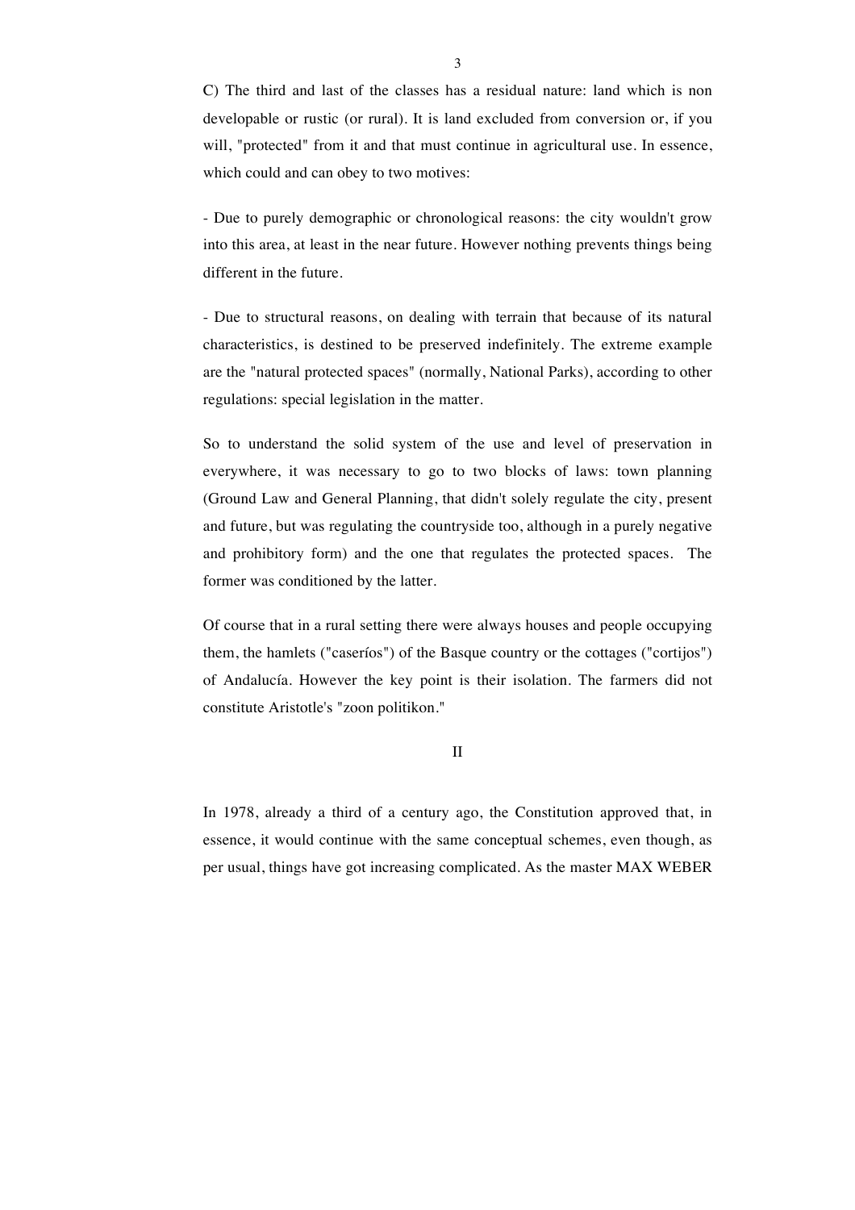C) The third and last of the classes has a residual nature: land which is non developable or rustic (or rural). It is land excluded from conversion or, if you will, "protected" from it and that must continue in agricultural use. In essence, which could and can obey to two motives:

- Due to purely demographic or chronological reasons: the city wouldn't grow into this area, at least in the near future. However nothing prevents things being different in the future.

- Due to structural reasons, on dealing with terrain that because of its natural characteristics, is destined to be preserved indefinitely. The extreme example are the "natural protected spaces" (normally, National Parks), according to other regulations: special legislation in the matter.

So to understand the solid system of the use and level of preservation in everywhere, it was necessary to go to two blocks of laws: town planning (Ground Law and General Planning, that didn't solely regulate the city, present and future, but was regulating the countryside too, although in a purely negative and prohibitory form) and the one that regulates the protected spaces. The former was conditioned by the latter.

Of course that in a rural setting there were always houses and people occupying them, the hamlets ("caseríos") of the Basque country or the cottages ("cortijos") of Andalucía. However the key point is their isolation. The farmers did not constitute Aristotle's "zoon politikon."

## II

In 1978, already a third of a century ago, the Constitution approved that, in essence, it would continue with the same conceptual schemes, even though, as per usual, things have got increasing complicated. As the master MAX WEBER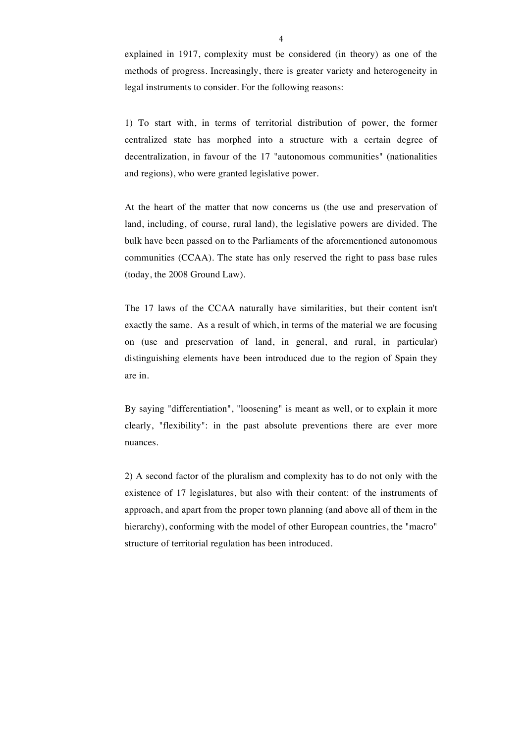explained in 1917, complexity must be considered (in theory) as one of the methods of progress. Increasingly, there is greater variety and heterogeneity in legal instruments to consider. For the following reasons:

1) To start with, in terms of territorial distribution of power, the former centralized state has morphed into a structure with a certain degree of decentralization, in favour of the 17 "autonomous communities" (nationalities and regions), who were granted legislative power.

At the heart of the matter that now concerns us (the use and preservation of land, including, of course, rural land), the legislative powers are divided. The bulk have been passed on to the Parliaments of the aforementioned autonomous communities (CCAA). The state has only reserved the right to pass base rules (today, the 2008 Ground Law).

The 17 laws of the CCAA naturally have similarities, but their content isn't exactly the same. As a result of which, in terms of the material we are focusing on (use and preservation of land, in general, and rural, in particular) distinguishing elements have been introduced due to the region of Spain they are in.

By saying "differentiation", "loosening" is meant as well, or to explain it more clearly, "flexibility": in the past absolute preventions there are ever more nuances.

2) A second factor of the pluralism and complexity has to do not only with the existence of 17 legislatures, but also with their content: of the instruments of approach, and apart from the proper town planning (and above all of them in the hierarchy), conforming with the model of other European countries, the "macro" structure of territorial regulation has been introduced.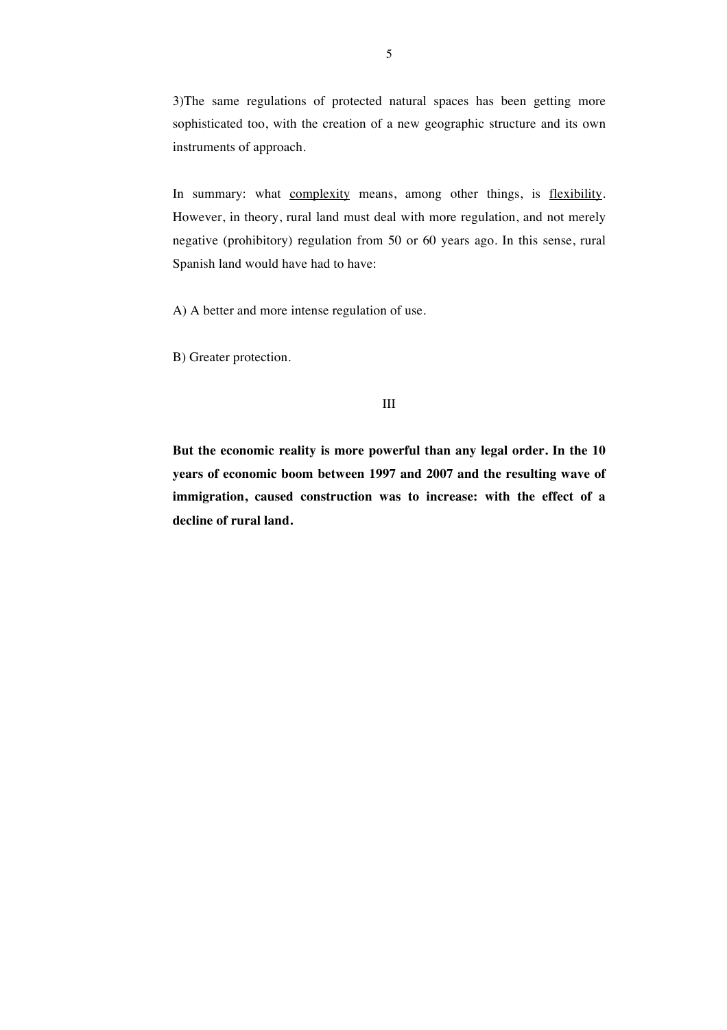3)The same regulations of protected natural spaces has been getting more sophisticated too, with the creation of a new geographic structure and its own instruments of approach.

In summary: what <u>complexity</u> means, among other things, is <u>flexibility</u>. However, in theory, rural land must deal with more regulation, and not merely negative (prohibitory) regulation from 50 or 60 years ago. In this sense, rural Spanish land would have had to have:

A) A better and more intense regulation of use.

B) Greater protection.

## III

**But the economic reality is more powerful than any legal order. In the 10 years of economic boom between 1997 and 2007 and the resulting wave of immigration, caused construction was to increase: with the effect of a decline of rural land.**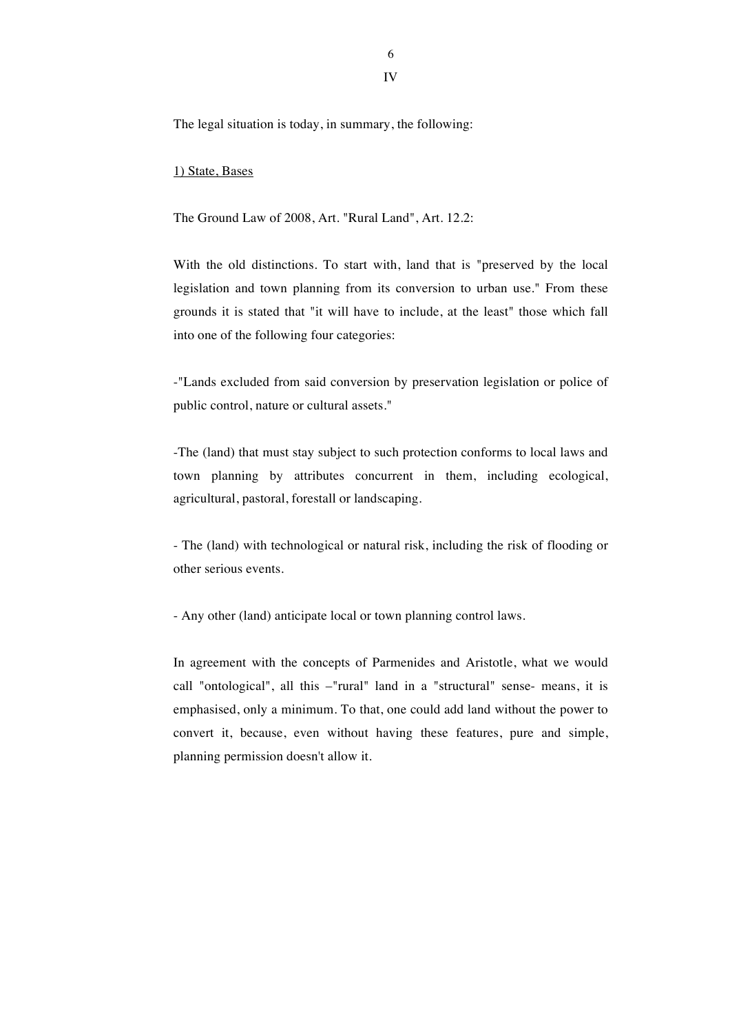# IV

The legal situation is today, in summary, the following:

<u>1) State, Bases</u>

The Ground Law of 2008, Art. "Rural Land", Art. 12.2:

With the old distinctions. To start with, land that is "preserved by the local legislation and town planning from its conversion to urban use." From these grounds it is stated that "it will have to include, at the least" those which fall into one of the following four categories:

-"Lands excluded from said conversion by preservation legislation or police of public control, nature or cultural assets."

-The (land) that must stay subject to such protection conforms to local laws and town planning by attributes concurrent in them, including ecological, agricultural, pastoral, forestall or landscaping.

- The (land) with technological or natural risk, including the risk of flooding or other serious events.

- Any other (land) anticipate local or town planning control laws.

In agreement with the concepts of Parmenides and Aristotle, what we would call "ontological", all this –"rural" land in a "structural" sense- means, it is emphasised, only a minimum. To that, one could add land without the power to convert it, because, even without having these features, pure and simple, planning permission doesn't allow it.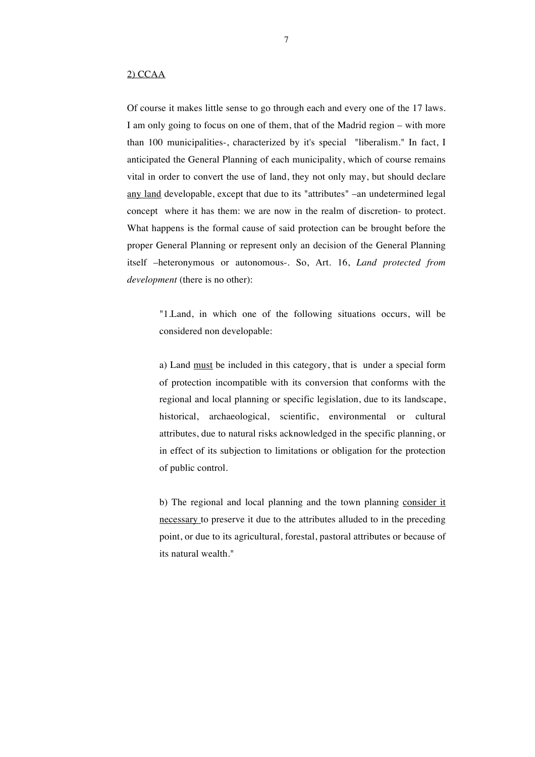2) CCAA

Of course it makes little sense to go through each and every one of the 17 laws. I am only going to focus on one of them, that of the Madrid region – with more than 100 municipalities-, characterized by it's special "liberalism." In fact, I anticipated the General Planning of each municipality, which of course remains vital in order to convert the use of land, they not only may, but should declare any land developable, except that due to its "attributes" –an undetermined legal concept where it has them: we are now in the realm of discretion- to protect. What happens is the formal cause of said protection can be brought before the proper General Planning or represent only an decision of the General Planning itself –heteronymous or autonomous-. So, Art. 16, *Land protected from development* (there is no other):

> "1.Land, in which one of the following situations occurs, will be considered non developable:
>
> a) Land must be included in this category, that is under a special form of protection incompatible with its conversion that conforms with the regional and local planning or specific legislation, due to its landscape, historical, archaeological, scientific, environmental or cultural attributes, due to natural risks acknowledged in the specific planning, or in effect of its subjection to limitations or obligation for the protection of public control.
>
> b) The regional and local planning and the town planning consider it necessary to preserve it due to the attributes alluded to in the preceding point, or due to its agricultural, forestal, pastoral attributes or because of its natural wealth."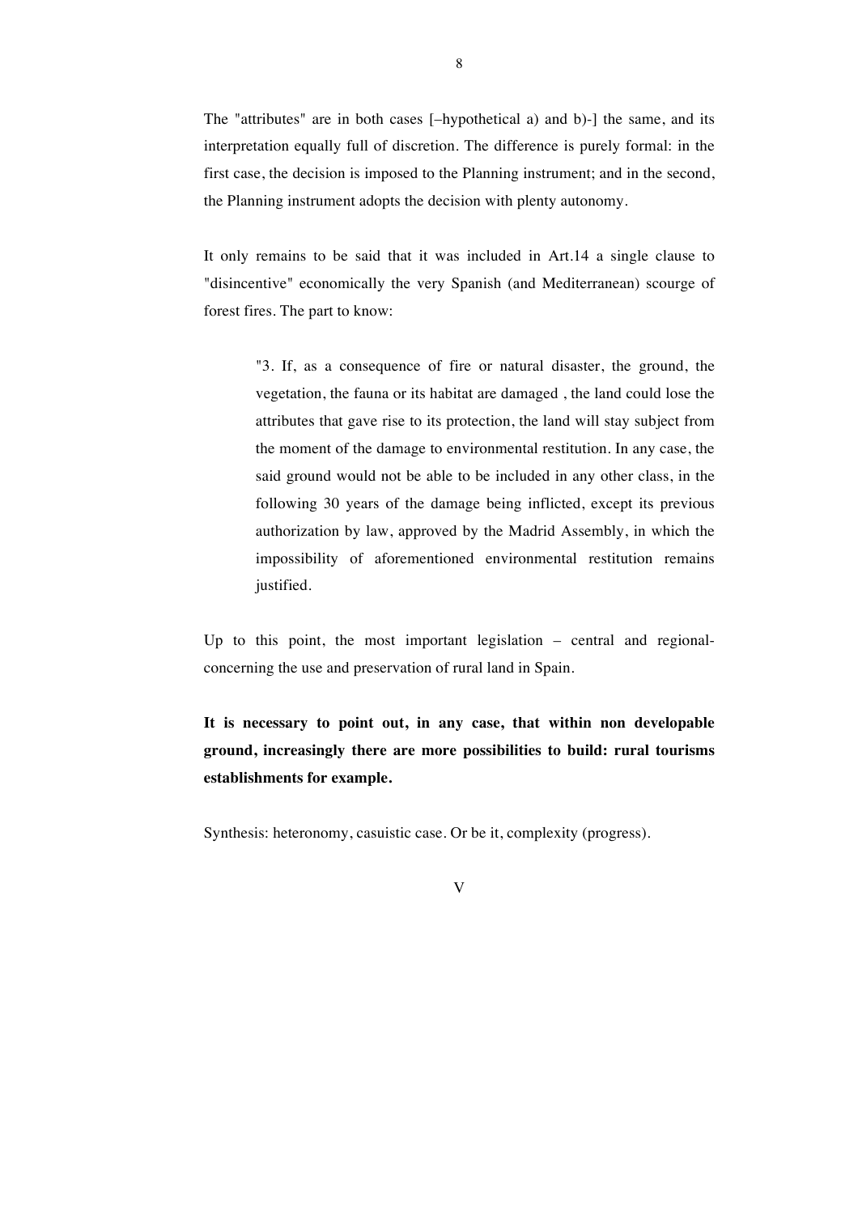The "attributes" are in both cases [–hypothetical a) and b)-] the same, and its interpretation equally full of discretion. The difference is purely formal: in the first case, the decision is imposed to the Planning instrument; and in the second, the Planning instrument adopts the decision with plenty autonomy.

It only remains to be said that it was included in Art.14 a single clause to "disincentive" economically the very Spanish (and Mediterranean) scourge of forest fires. The part to know:

> "3. If, as a consequence of fire or natural disaster, the ground, the vegetation, the fauna or its habitat are damaged , the land could lose the attributes that gave rise to its protection, the land will stay subject from the moment of the damage to environmental restitution. In any case, the said ground would not be able to be included in any other class, in the following 30 years of the damage being inflicted, except its previous authorization by law, approved by the Madrid Assembly, in which the impossibility of aforementioned environmental restitution remains justified.

Up to this point, the most important legislation – central and regional- concerning the use and preservation of rural land in Spain.

**It is necessary to point out, in any case, that within non developable ground, increasingly there are more possibilities to build: rural tourisms establishments for example.**

Synthesis: heteronomy, casuistic case. Or be it, complexity (progress).

V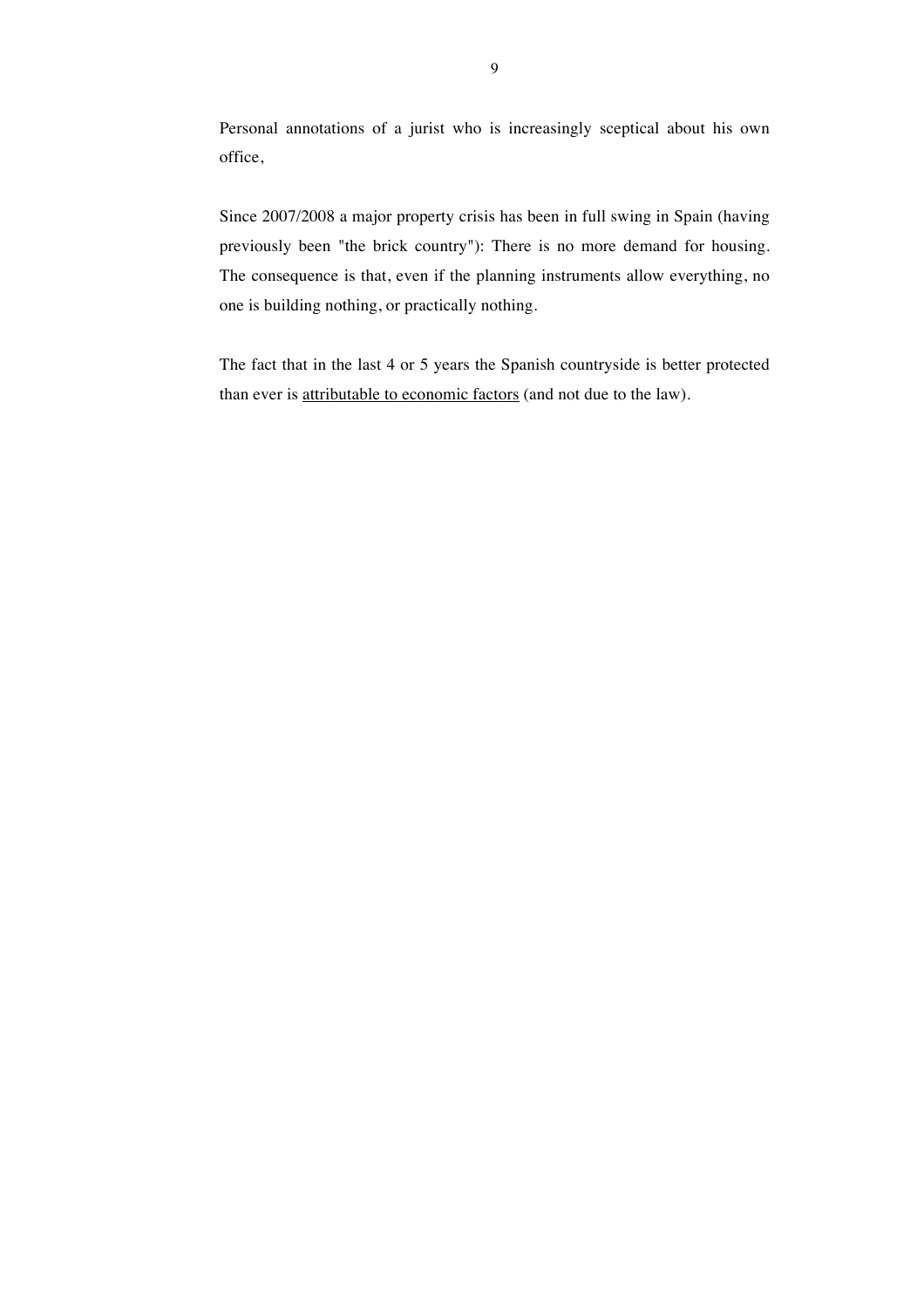Personal annotations of a jurist who is increasingly sceptical about his own office,

Since 2007/2008 a major property crisis has been in full swing in Spain (having previously been "the brick country"): There is no more demand for housing. The consequence is that, even if the planning instruments allow everything, no one is building nothing, or practically nothing.

The fact that in the last 4 or 5 years the Spanish countryside is better protected than ever is <u>attributable to economic factors</u> (and not due to the law).